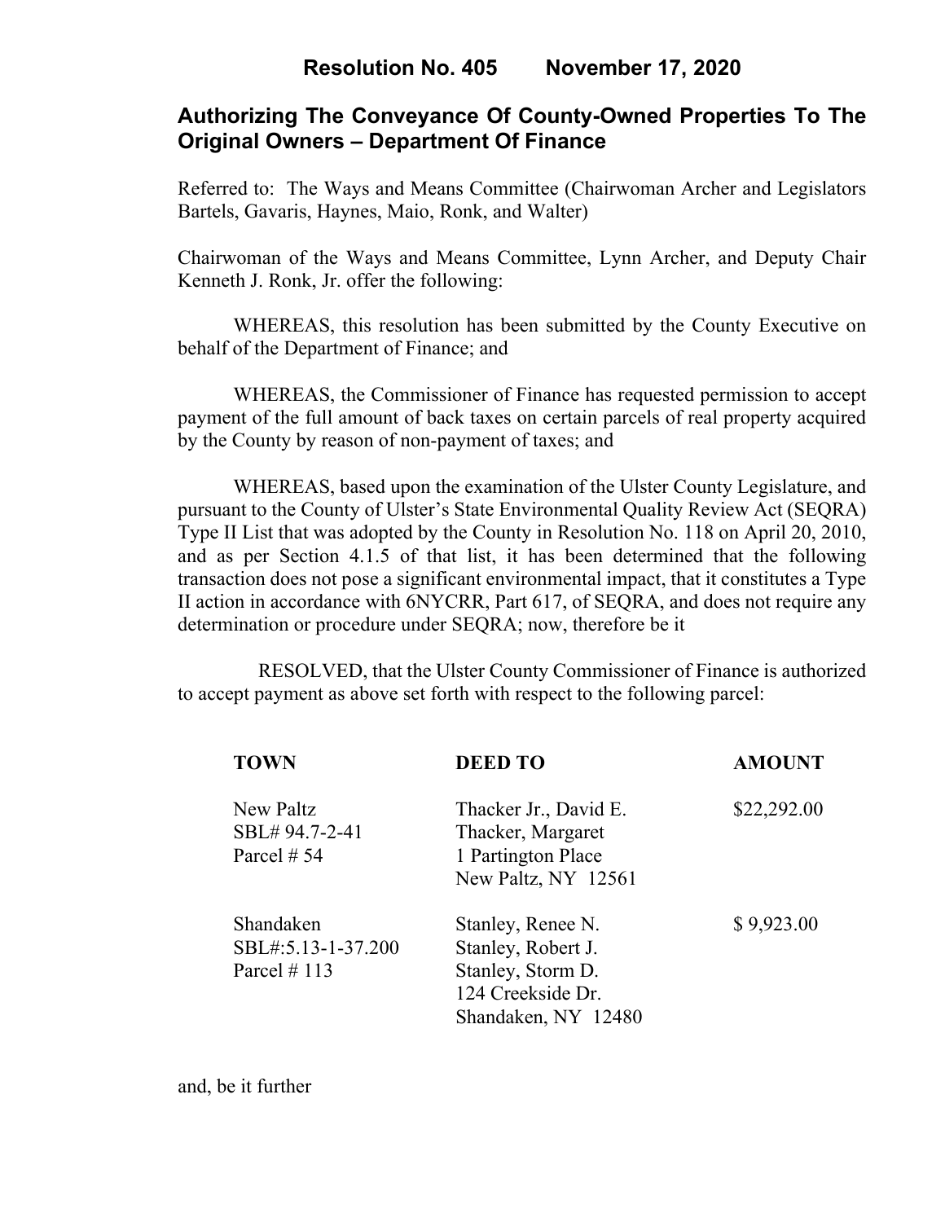# Resolution No. 405 November 17, 2020

## Authorizing The Conveyance Of County-Owned Properties To The Original Owners – Department Of Finance

Referred to: The Ways and Means Committee (Chairwoman Archer and Legislators Bartels, Gavaris, Haynes, Maio, Ronk, and Walter)

Chairwoman of the Ways and Means Committee, Lynn Archer, and Deputy Chair Kenneth J. Ronk, Jr. offer the following:

WHEREAS, this resolution has been submitted by the County Executive on behalf of the Department of Finance; and

WHEREAS, the Commissioner of Finance has requested permission to accept payment of the full amount of back taxes on certain parcels of real property acquired by the County by reason of non-payment of taxes; and

WHEREAS, based upon the examination of the Ulster County Legislature, and pursuant to the County of Ulster's State Environmental Quality Review Act (SEQRA) Type II List that was adopted by the County in Resolution No. 118 on April 20, 2010, and as per Section 4.1.5 of that list, it has been determined that the following transaction does not pose a significant environmental impact, that it constitutes a Type II action in accordance with 6NYCRR, Part 617, of SEQRA, and does not require any determination or procedure under SEQRA; now, therefore be it

RESOLVED, that the Ulster County Commissioner of Finance is authorized to accept payment as above set forth with respect to the following parcel:

| TOWN | DEED TO | AMOUNT |
|---|---|---|
| New Paltz<br>SBL# 94.7-2-41<br>Parcel # 54 | Thacker Jr., David E.<br>Thacker, Margaret<br>1 Partington Place<br>New Paltz, NY 12561 | $22,292.00 |
| Shandaken<br>SBL#:5.13-1-37.200<br>Parcel # 113 | Stanley, Renee N.<br>Stanley, Robert J.<br>Stanley, Storm D.<br>124 Creekside Dr.<br>Shandaken, NY 12480 | $ 9,923.00 |

and, be it further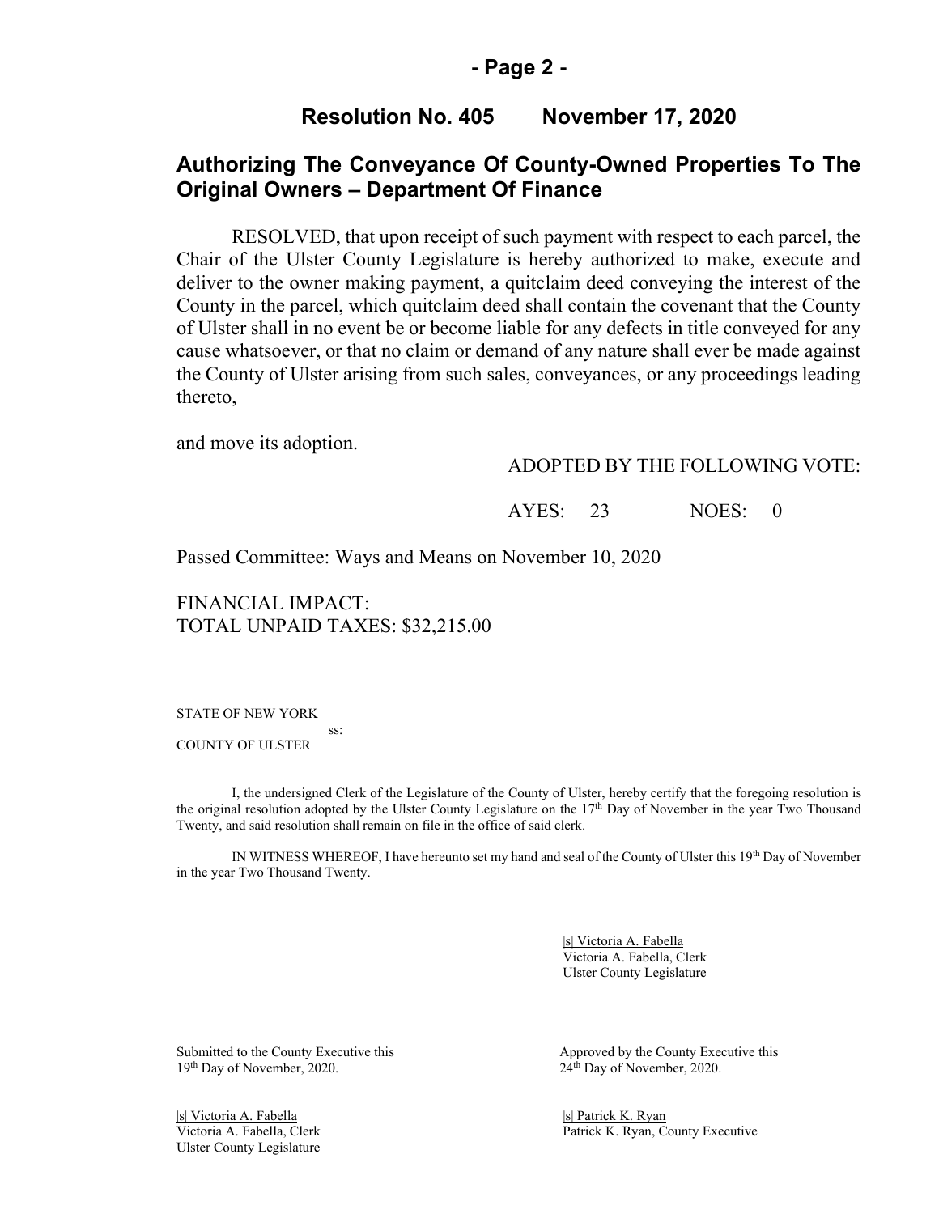## Resolution No. 405 November 17, 2020

## Authorizing The Conveyance Of County-Owned Properties To The Original Owners – Department Of Finance

RESOLVED, that upon receipt of such payment with respect to each parcel, the Chair of the Ulster County Legislature is hereby authorized to make, execute and deliver to the owner making payment, a quitclaim deed conveying the interest of the County in the parcel, which quitclaim deed shall contain the covenant that the County of Ulster shall in no event be or become liable for any defects in title conveyed for any cause whatsoever, or that no claim or demand of any nature shall ever be made against the County of Ulster arising from such sales, conveyances, or any proceedings leading thereto,

and move its adoption.

ADOPTED BY THE FOLLOWING VOTE:

AYES: 23 NOES: 0

Passed Committee: Ways and Means on November 10, 2020

FINANCIAL IMPACT:
TOTAL UNPAID TAXES: $32,215.00

STATE OF NEW YORK
ss:
COUNTY OF ULSTER

I, the undersigned Clerk of the Legislature of the County of Ulster, hereby certify that the foregoing resolution is the original resolution adopted by the Ulster County Legislature on the 17th Day of November in the year Two Thousand Twenty, and said resolution shall remain on file in the office of said clerk.

IN WITNESS WHEREOF, I have hereunto set my hand and seal of the County of Ulster this 19th Day of November in the year Two Thousand Twenty.

|s| Victoria A. Fabella
Victoria A. Fabella, Clerk
Ulster County Legislature

Submitted to the County Executive this 19th Day of November, 2020.

|s| Victoria A. Fabella
Victoria A. Fabella, Clerk
Ulster County Legislature

Approved by the County Executive this 24th Day of November, 2020.

|s| Patrick K. Ryan
Patrick K. Ryan, County Executive